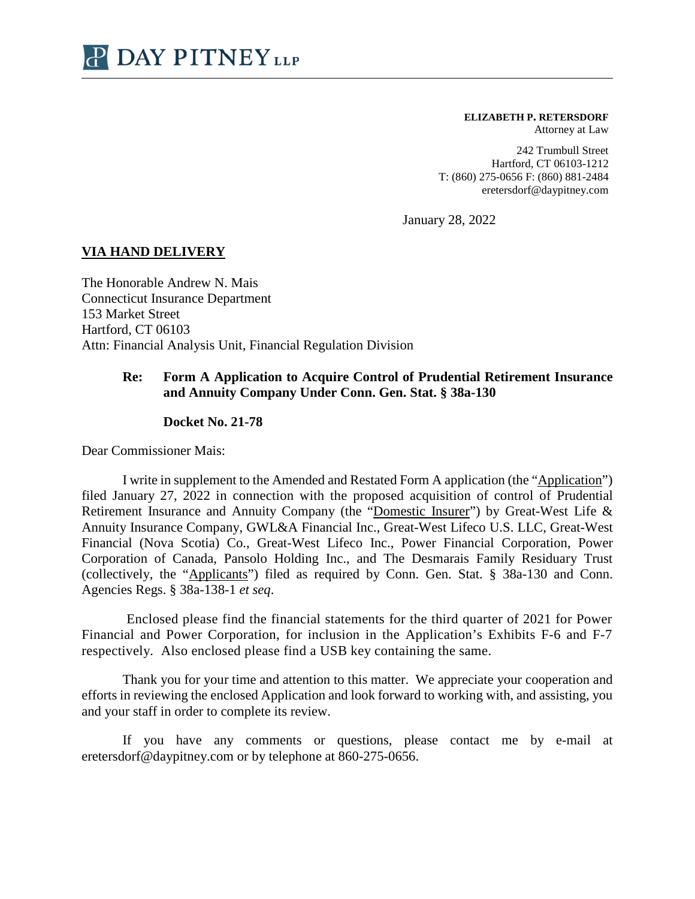# DAY PITNEY LLP

**ELIZABETH P. RETERSDORF**
Attorney at Law

242 Trumbull Street
Hartford, CT 06103-1212
T: (860) 275-0656 F: (860) 881-2484
eretersdorf@daypitney.com

January 28, 2022

**VIA HAND DELIVERY**

The Honorable Andrew N. Mais
Connecticut Insurance Department
153 Market Street
Hartford, CT 06103
Attn: Financial Analysis Unit, Financial Regulation Division

**Re: Form A Application to Acquire Control of Prudential Retirement Insurance and Annuity Company Under Conn. Gen. Stat. § 38a-130**

**Docket No. 21-78**

Dear Commissioner Mais:

I write in supplement to the Amended and Restated Form A application (the "Application") filed January 27, 2022 in connection with the proposed acquisition of control of Prudential Retirement Insurance and Annuity Company (the "Domestic Insurer") by Great-West Life & Annuity Insurance Company, GWL&A Financial Inc., Great-West Lifeco U.S. LLC, Great-West Financial (Nova Scotia) Co., Great-West Lifeco Inc., Power Financial Corporation, Power Corporation of Canada, Pansolo Holding Inc., and The Desmarais Family Residuary Trust (collectively, the "Applicants") filed as required by Conn. Gen. Stat. § 38a-130 and Conn. Agencies Regs. § 38a-138-1 *et seq*.

Enclosed please find the financial statements for the third quarter of 2021 for Power Financial and Power Corporation, for inclusion in the Application's Exhibits F-6 and F-7 respectively. Also enclosed please find a USB key containing the same.

Thank you for your time and attention to this matter. We appreciate your cooperation and efforts in reviewing the enclosed Application and look forward to working with, and assisting, you and your staff in order to complete its review.

If you have any comments or questions, please contact me by e-mail at eretersdorf@daypitney.com or by telephone at 860-275-0656.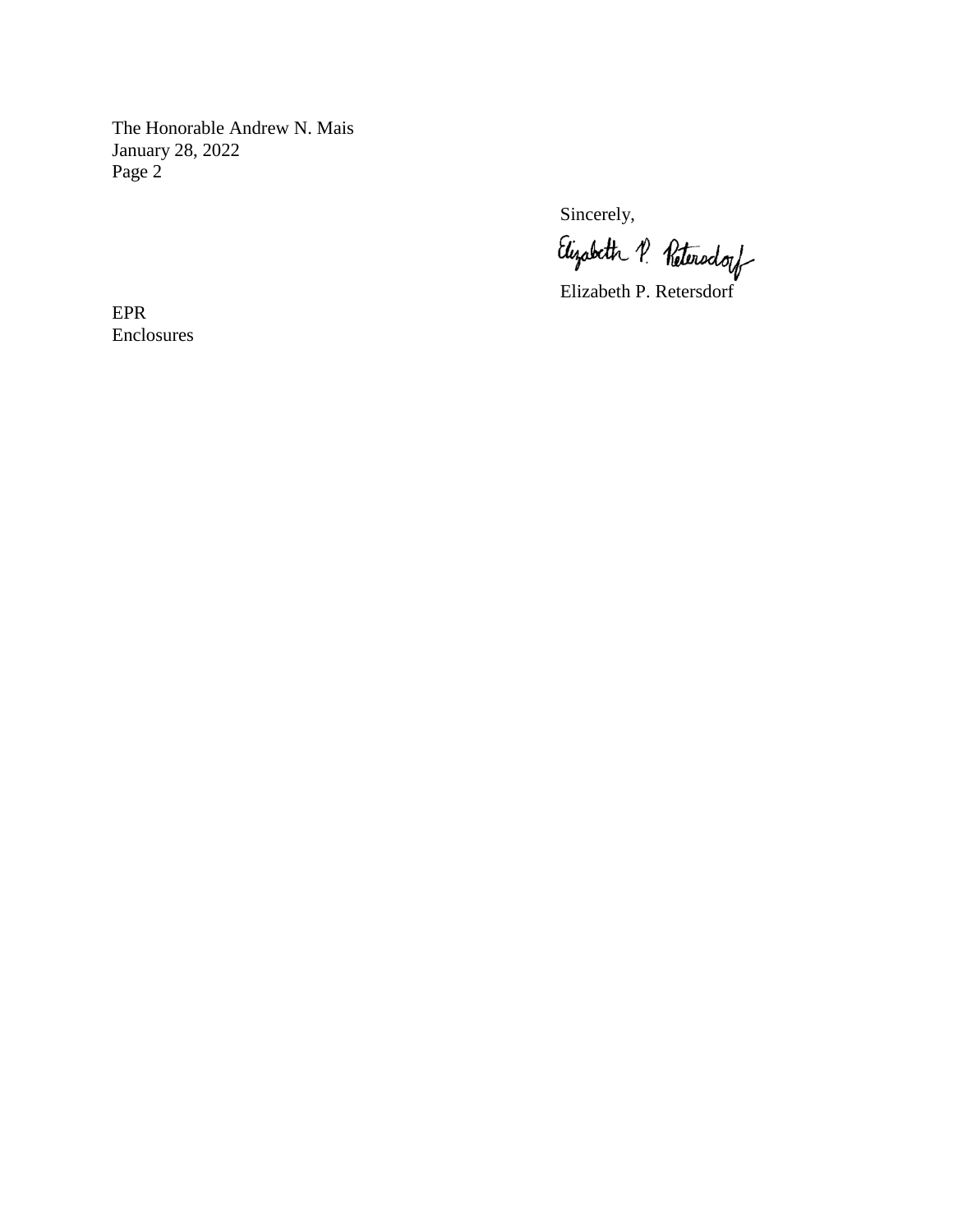The Honorable Andrew N. Mais
January 28, 2022
Page 2

Sincerely,

Elizabeth P. Retersdorf

Elizabeth P. Retersdorf

EPR
Enclosures